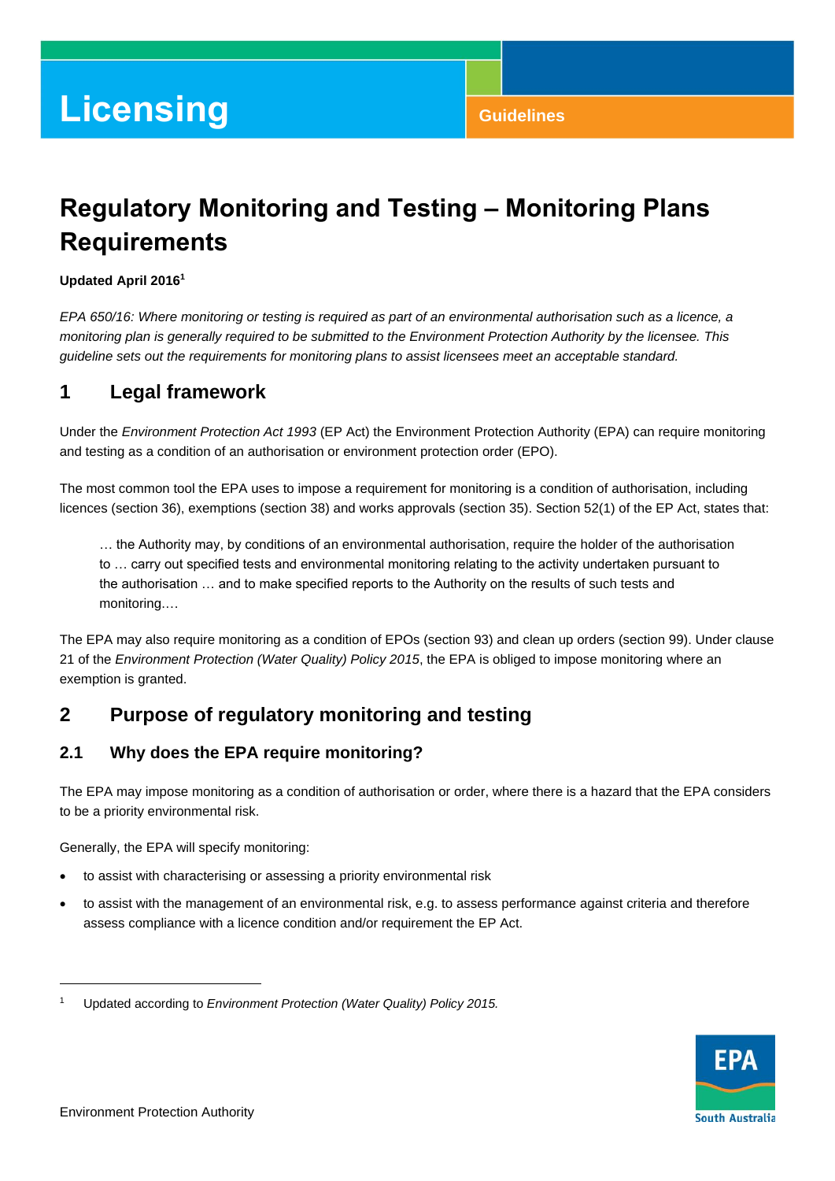# Licensing

Guidelines

## Regulatory Monitoring and Testing – Monitoring Plans Requirements

**Updated April 2016**[1]

*EPA 650/16: Where monitoring or testing is required as part of an environmental authorisation such as a licence, a monitoring plan is generally required to be submitted to the Environment Protection Authority by the licensee. This guideline sets out the requirements for monitoring plans to assist licensees meet an acceptable standard.*

## 1 Legal framework

Under the *Environment Protection Act 1993* (EP Act) the Environment Protection Authority (EPA) can require monitoring and testing as a condition of an authorisation or environment protection order (EPO).

The most common tool the EPA uses to impose a requirement for monitoring is a condition of authorisation, including licences (section 36), exemptions (section 38) and works approvals (section 35). Section 52(1) of the EP Act, states that:

> … the Authority may, by conditions of an environmental authorisation, require the holder of the authorisation to … carry out specified tests and environmental monitoring relating to the activity undertaken pursuant to the authorisation … and to make specified reports to the Authority on the results of such tests and monitoring.…

The EPA may also require monitoring as a condition of EPOs (section 93) and clean up orders (section 99). Under clause 21 of the *Environment Protection (Water Quality) Policy 2015*, the EPA is obliged to impose monitoring where an exemption is granted.

## 2 Purpose of regulatory monitoring and testing

### 2.1 Why does the EPA require monitoring?

The EPA may impose monitoring as a condition of authorisation or order, where there is a hazard that the EPA considers to be a priority environmental risk.

Generally, the EPA will specify monitoring:

- to assist with characterising or assessing a priority environmental risk
- to assist with the management of an environmental risk, e.g. to assess performance against criteria and therefore assess compliance with a licence condition and/or requirement the EP Act.

[1] Updated according to *Environment Protection (Water Quality) Policy 2015.*

Environment Protection Authority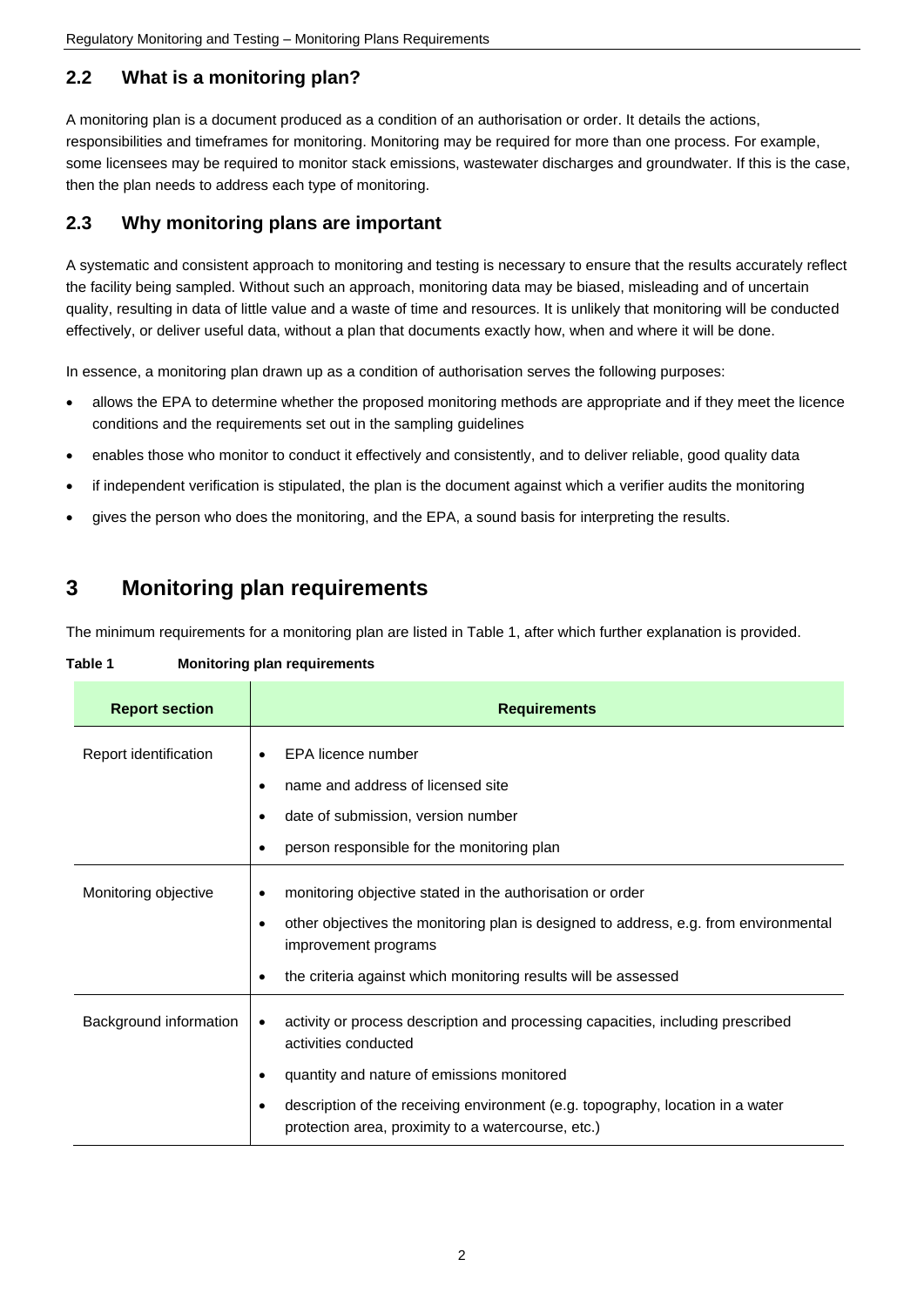## 2.2 What is a monitoring plan?

A monitoring plan is a document produced as a condition of an authorisation or order. It details the actions, responsibilities and timeframes for monitoring. Monitoring may be required for more than one process. For example, some licensees may be required to monitor stack emissions, wastewater discharges and groundwater. If this is the case, then the plan needs to address each type of monitoring.

## 2.3 Why monitoring plans are important

A systematic and consistent approach to monitoring and testing is necessary to ensure that the results accurately reflect the facility being sampled. Without such an approach, monitoring data may be biased, misleading and of uncertain quality, resulting in data of little value and a waste of time and resources. It is unlikely that monitoring will be conducted effectively, or deliver useful data, without a plan that documents exactly how, when and where it will be done.

In essence, a monitoring plan drawn up as a condition of authorisation serves the following purposes:

- allows the EPA to determine whether the proposed monitoring methods are appropriate and if they meet the licence conditions and the requirements set out in the sampling guidelines
- enables those who monitor to conduct it effectively and consistently, and to deliver reliable, good quality data
- if independent verification is stipulated, the plan is the document against which a verifier audits the monitoring
- gives the person who does the monitoring, and the EPA, a sound basis for interpreting the results.

# 3 Monitoring plan requirements

The minimum requirements for a monitoring plan are listed in Table 1, after which further explanation is provided.

**Table 1 Monitoring plan requirements**

| Report section | Requirements |
|---|---|
| Report identification | • EPA licence number<br>• name and address of licensed site<br>• date of submission, version number<br>• person responsible for the monitoring plan |
| Monitoring objective | • monitoring objective stated in the authorisation or order<br>• other objectives the monitoring plan is designed to address, e.g. from environmental improvement programs<br>• the criteria against which monitoring results will be assessed |
| Background information | • activity or process description and processing capacities, including prescribed activities conducted<br>• quantity and nature of emissions monitored<br>• description of the receiving environment (e.g. topography, location in a water protection area, proximity to a watercourse, etc.) |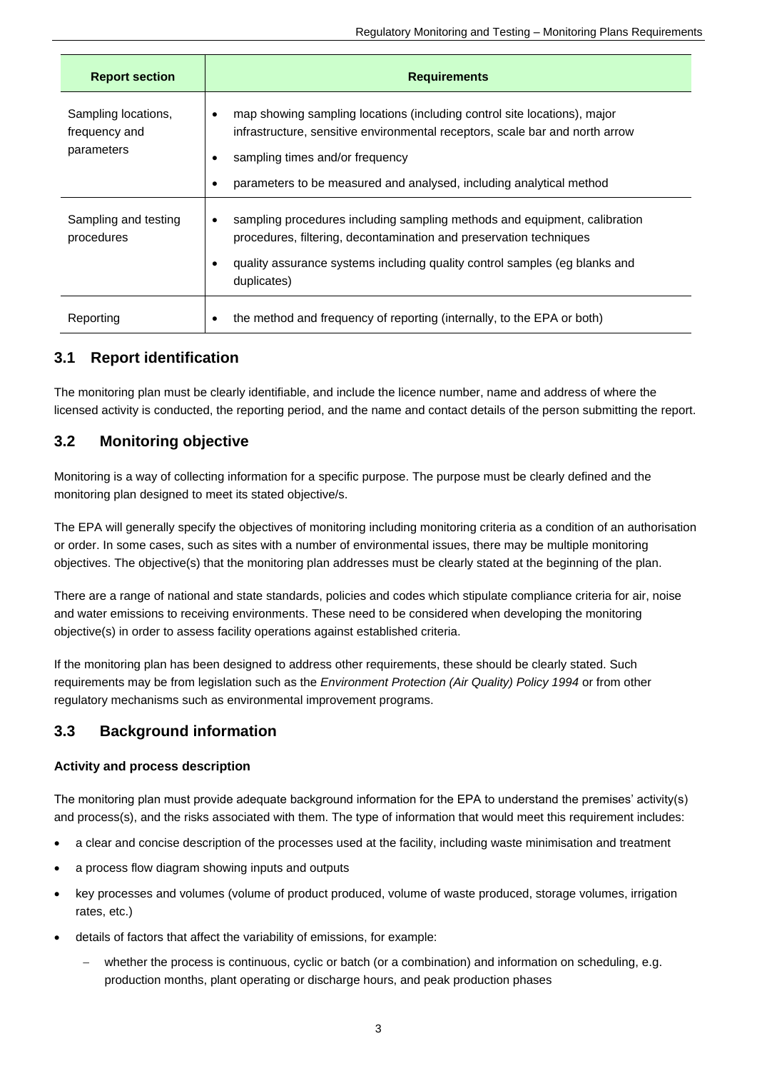| Report section | Requirements |
| --- | --- |
| Sampling locations, frequency and parameters | • map showing sampling locations (including control site locations), major infrastructure, sensitive environmental receptors, scale bar and north arrow<br>• sampling times and/or frequency<br>• parameters to be measured and analysed, including analytical method |
| Sampling and testing procedures | • sampling procedures including sampling methods and equipment, calibration procedures, filtering, decontamination and preservation techniques<br>• quality assurance systems including quality control samples (eg blanks and duplicates) |
| Reporting | • the method and frequency of reporting (internally, to the EPA or both) |

## 3.1 Report identification

The monitoring plan must be clearly identifiable, and include the licence number, name and address of where the licensed activity is conducted, the reporting period, and the name and contact details of the person submitting the report.

## 3.2 Monitoring objective

Monitoring is a way of collecting information for a specific purpose. The purpose must be clearly defined and the monitoring plan designed to meet its stated objective/s.

The EPA will generally specify the objectives of monitoring including monitoring criteria as a condition of an authorisation or order. In some cases, such as sites with a number of environmental issues, there may be multiple monitoring objectives. The objective(s) that the monitoring plan addresses must be clearly stated at the beginning of the plan.

There are a range of national and state standards, policies and codes which stipulate compliance criteria for air, noise and water emissions to receiving environments. These need to be considered when developing the monitoring objective(s) in order to assess facility operations against established criteria.

If the monitoring plan has been designed to address other requirements, these should be clearly stated. Such requirements may be from legislation such as the *Environment Protection (Air Quality) Policy 1994* or from other regulatory mechanisms such as environmental improvement programs.

## 3.3 Background information

**Activity and process description**

The monitoring plan must provide adequate background information for the EPA to understand the premises' activity(s) and process(s), and the risks associated with them. The type of information that would meet this requirement includes:

- a clear and concise description of the processes used at the facility, including waste minimisation and treatment
- a process flow diagram showing inputs and outputs
- key processes and volumes (volume of product produced, volume of waste produced, storage volumes, irrigation rates, etc.)
- details of factors that affect the variability of emissions, for example:
  - whether the process is continuous, cyclic or batch (or a combination) and information on scheduling, e.g. production months, plant operating or discharge hours, and peak production phases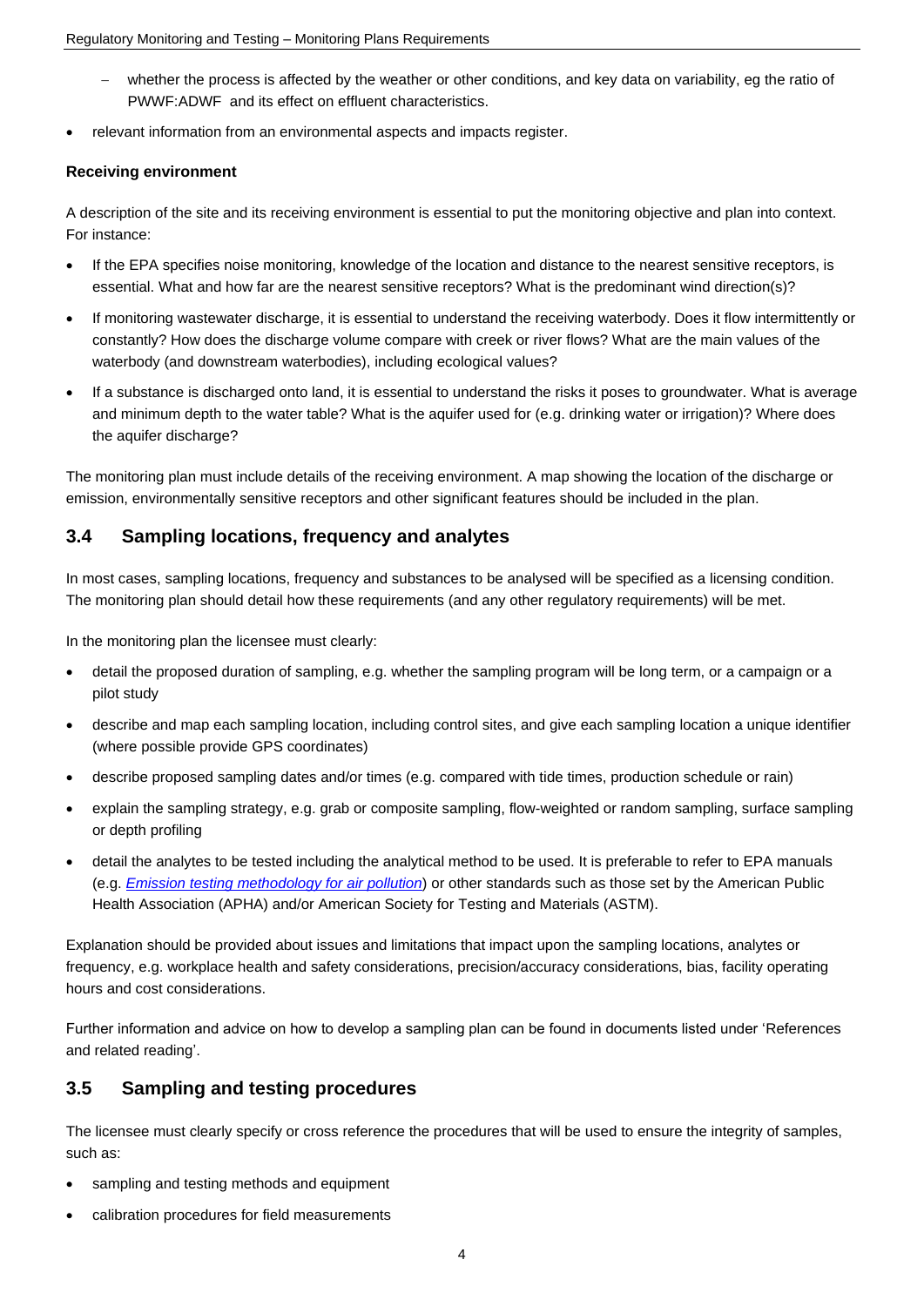- whether the process is affected by the weather or other conditions, and key data on variability, eg the ratio of PWWF:ADWF and its effect on effluent characteristics.
- relevant information from an environmental aspects and impacts register.

**Receiving environment**

A description of the site and its receiving environment is essential to put the monitoring objective and plan into context. For instance:

- If the EPA specifies noise monitoring, knowledge of the location and distance to the nearest sensitive receptors, is essential. What and how far are the nearest sensitive receptors? What is the predominant wind direction(s)?
- If monitoring wastewater discharge, it is essential to understand the receiving waterbody. Does it flow intermittently or constantly? How does the discharge volume compare with creek or river flows? What are the main values of the waterbody (and downstream waterbodies), including ecological values?
- If a substance is discharged onto land, it is essential to understand the risks it poses to groundwater. What is average and minimum depth to the water table? What is the aquifer used for (e.g. drinking water or irrigation)? Where does the aquifer discharge?

The monitoring plan must include details of the receiving environment. A map showing the location of the discharge or emission, environmentally sensitive receptors and other significant features should be included in the plan.

## 3.4 Sampling locations, frequency and analytes

In most cases, sampling locations, frequency and substances to be analysed will be specified as a licensing condition. The monitoring plan should detail how these requirements (and any other regulatory requirements) will be met.

In the monitoring plan the licensee must clearly:

- detail the proposed duration of sampling, e.g. whether the sampling program will be long term, or a campaign or a pilot study
- describe and map each sampling location, including control sites, and give each sampling location a unique identifier (where possible provide GPS coordinates)
- describe proposed sampling dates and/or times (e.g. compared with tide times, production schedule or rain)
- explain the sampling strategy, e.g. grab or composite sampling, flow-weighted or random sampling, surface sampling or depth profiling
- detail the analytes to be tested including the analytical method to be used. It is preferable to refer to EPA manuals (e.g. *Emission testing methodology for air pollution*) or other standards such as those set by the American Public Health Association (APHA) and/or American Society for Testing and Materials (ASTM).

Explanation should be provided about issues and limitations that impact upon the sampling locations, analytes or frequency, e.g. workplace health and safety considerations, precision/accuracy considerations, bias, facility operating hours and cost considerations.

Further information and advice on how to develop a sampling plan can be found in documents listed under 'References and related reading'.

## 3.5 Sampling and testing procedures

The licensee must clearly specify or cross reference the procedures that will be used to ensure the integrity of samples, such as:

- sampling and testing methods and equipment
- calibration procedures for field measurements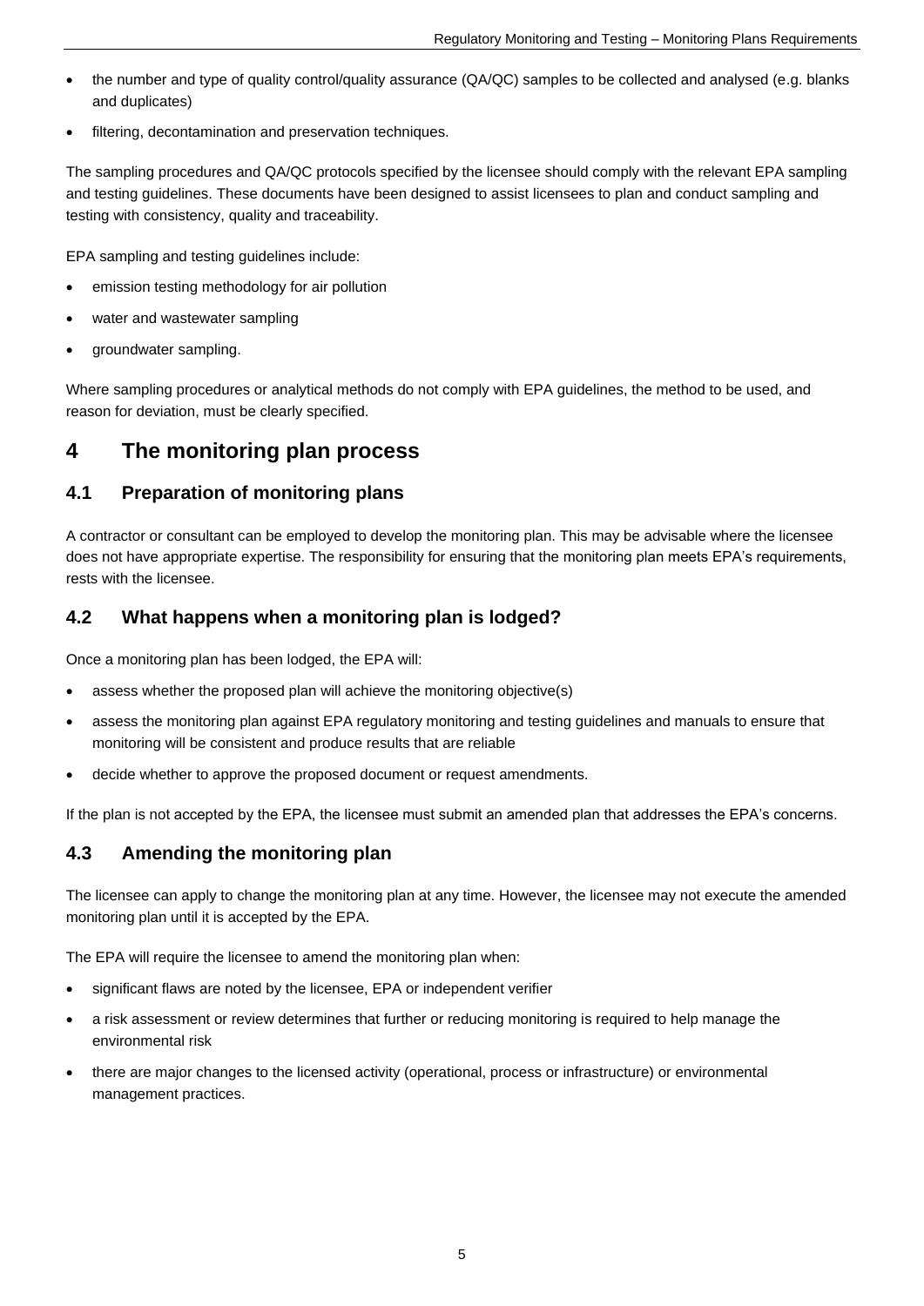- the number and type of quality control/quality assurance (QA/QC) samples to be collected and analysed (e.g. blanks and duplicates)
- filtering, decontamination and preservation techniques.

The sampling procedures and QA/QC protocols specified by the licensee should comply with the relevant EPA sampling and testing guidelines. These documents have been designed to assist licensees to plan and conduct sampling and testing with consistency, quality and traceability.

EPA sampling and testing guidelines include:

- emission testing methodology for air pollution
- water and wastewater sampling
- groundwater sampling.

Where sampling procedures or analytical methods do not comply with EPA guidelines, the method to be used, and reason for deviation, must be clearly specified.

# 4 The monitoring plan process

## 4.1 Preparation of monitoring plans

A contractor or consultant can be employed to develop the monitoring plan. This may be advisable where the licensee does not have appropriate expertise. The responsibility for ensuring that the monitoring plan meets EPA's requirements, rests with the licensee.

## 4.2 What happens when a monitoring plan is lodged?

Once a monitoring plan has been lodged, the EPA will:

- assess whether the proposed plan will achieve the monitoring objective(s)
- assess the monitoring plan against EPA regulatory monitoring and testing guidelines and manuals to ensure that monitoring will be consistent and produce results that are reliable
- decide whether to approve the proposed document or request amendments.

If the plan is not accepted by the EPA, the licensee must submit an amended plan that addresses the EPA's concerns.

## 4.3 Amending the monitoring plan

The licensee can apply to change the monitoring plan at any time. However, the licensee may not execute the amended monitoring plan until it is accepted by the EPA.

The EPA will require the licensee to amend the monitoring plan when:

- significant flaws are noted by the licensee, EPA or independent verifier
- a risk assessment or review determines that further or reducing monitoring is required to help manage the environmental risk
- there are major changes to the licensed activity (operational, process or infrastructure) or environmental management practices.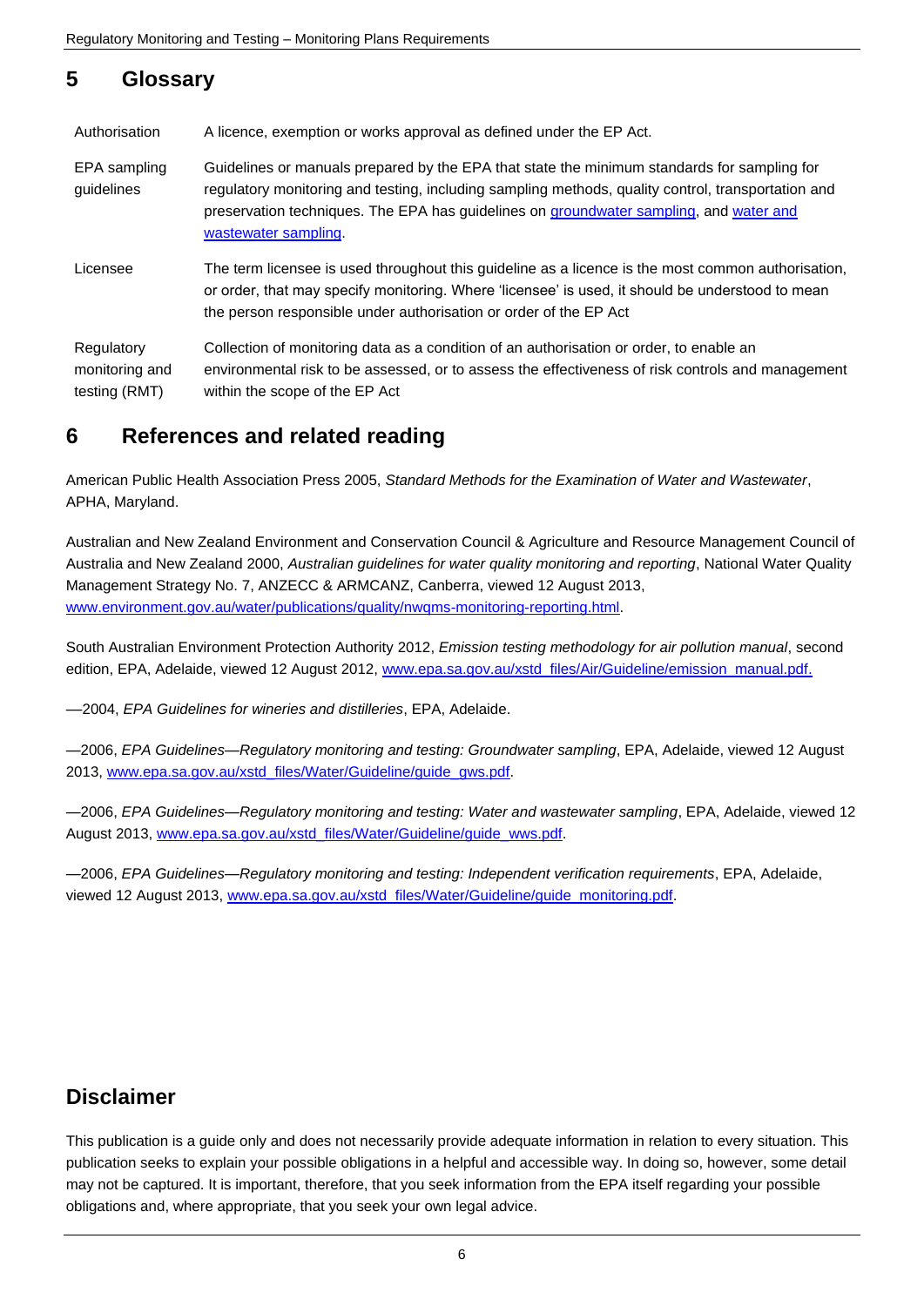## 5 Glossary

| | |
|---|---|
| Authorisation | A licence, exemption or works approval as defined under the EP Act. |
| EPA sampling guidelines | Guidelines or manuals prepared by the EPA that state the minimum standards for sampling for regulatory monitoring and testing, including sampling methods, quality control, transportation and preservation techniques. The EPA has guidelines on groundwater sampling, and water and wastewater sampling. |
| Licensee | The term licensee is used throughout this guideline as a licence is the most common authorisation, or order, that may specify monitoring. Where 'licensee' is used, it should be understood to mean the person responsible under authorisation or order of the EP Act |
| Regulatory monitoring and testing (RMT) | Collection of monitoring data as a condition of an authorisation or order, to enable an environmental risk to be assessed, or to assess the effectiveness of risk controls and management within the scope of the EP Act |

## 6 References and related reading

American Public Health Association Press 2005, *Standard Methods for the Examination of Water and Wastewater*, APHA, Maryland.

Australian and New Zealand Environment and Conservation Council & Agriculture and Resource Management Council of Australia and New Zealand 2000, *Australian guidelines for water quality monitoring and reporting*, National Water Quality Management Strategy No. 7, ANZECC & ARMCANZ, Canberra, viewed 12 August 2013, www.environment.gov.au/water/publications/quality/nwqms-monitoring-reporting.html.

South Australian Environment Protection Authority 2012, *Emission testing methodology for air pollution manual*, second edition, EPA, Adelaide, viewed 12 August 2012, www.epa.sa.gov.au/xstd_files/Air/Guideline/emission_manual.pdf.

—2004, *EPA Guidelines for wineries and distilleries*, EPA, Adelaide.

—2006, *EPA Guidelines—Regulatory monitoring and testing: Groundwater sampling*, EPA, Adelaide, viewed 12 August 2013, www.epa.sa.gov.au/xstd_files/Water/Guideline/guide_gws.pdf.

—2006, *EPA Guidelines—Regulatory monitoring and testing: Water and wastewater sampling*, EPA, Adelaide, viewed 12 August 2013, www.epa.sa.gov.au/xstd_files/Water/Guideline/guide_wws.pdf.

—2006, *EPA Guidelines—Regulatory monitoring and testing: Independent verification requirements*, EPA, Adelaide, viewed 12 August 2013, www.epa.sa.gov.au/xstd_files/Water/Guideline/guide_monitoring.pdf.

## Disclaimer

This publication is a guide only and does not necessarily provide adequate information in relation to every situation. This publication seeks to explain your possible obligations in a helpful and accessible way. In doing so, however, some detail may not be captured. It is important, therefore, that you seek information from the EPA itself regarding your possible obligations and, where appropriate, that you seek your own legal advice.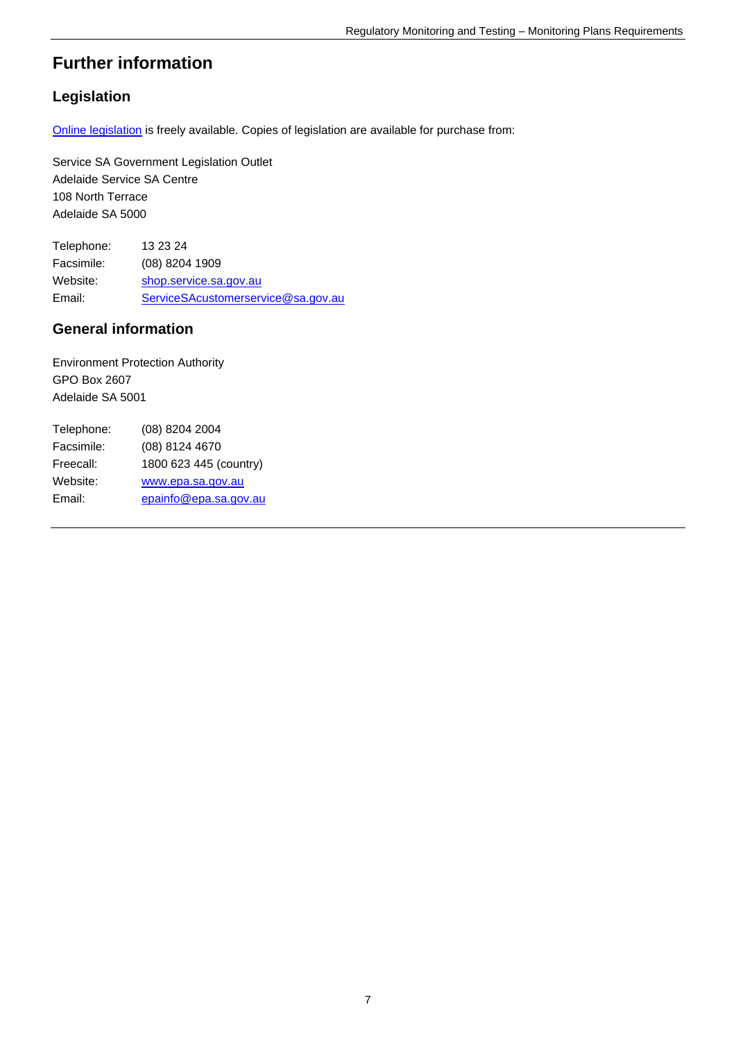# Further information

## Legislation

Online legislation is freely available. Copies of legislation are available for purchase from:

Service SA Government Legislation Outlet
Adelaide Service SA Centre
108 North Terrace
Adelaide SA 5000

| | |
|---|---|
| Telephone: | 13 23 24 |
| Facsimile: | (08) 8204 1909 |
| Website: | shop.service.sa.gov.au |
| Email: | ServiceSAcustomerservice@sa.gov.au |

## General information

Environment Protection Authority
GPO Box 2607
Adelaide SA 5001

| | |
|---|---|
| Telephone: | (08) 8204 2004 |
| Facsimile: | (08) 8124 4670 |
| Freecall: | 1800 623 445 (country) |
| Website: | www.epa.sa.gov.au |
| Email: | epainfo@epa.sa.gov.au |